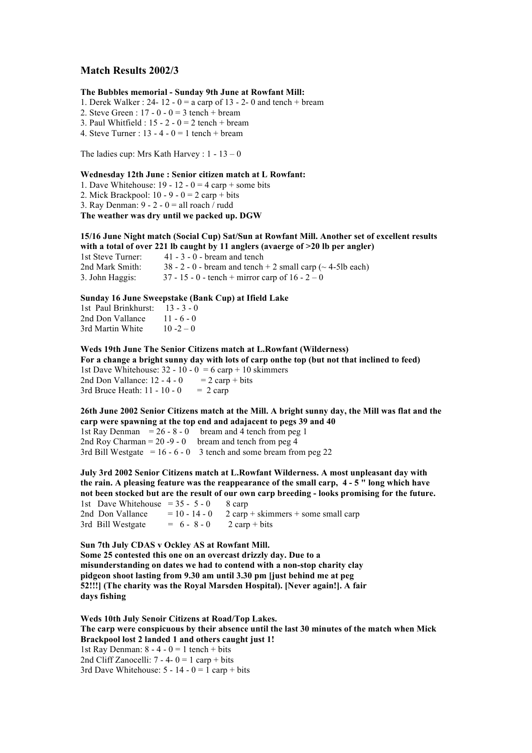## Match Results 2002/3

**The Bubbles memorial - Sunday 9th June at Rowfant Mill:**

1. Derek Walker : 24- 12 - 0 = a carp of 13 - 2- 0 and tench + bream
2. Steve Green : 17 - 0 - 0 = 3 tench + bream
3. Paul Whitfield : 15 - 2 - 0 = 2 tench + bream
4. Steve Turner : 13 - 4 - 0 = 1 tench + bream

The ladies cup: Mrs Kath Harvey : 1 - 13 – 0

**Wednesday 12th June : Senior citizen match at L Rowfant:**

1. Dave Whitehouse: 19 - 12 - 0 = 4 carp + some bits
2. Mick Brackpool: 10 - 9 - 0 = 2 carp + bits
3. Ray Denman: 9 - 2 - 0 = all roach / rudd

**The weather was dry until we packed up. DGW**

**15/16 June Night match (Social Cup) Sat/Sun at Rowfant Mill. Another set of excellent results with a total of over 221 lb caught by 11 anglers (avaerge of >20 lb per angler)**

1st Steve Turner: 41 - 3 - 0 - bream and tench
2nd Mark Smith: 38 - 2 - 0 - bream and tench + 2 small carp (~ 4-5lb each)
3. John Haggis: 37 - 15 - 0 - tench + mirror carp of 16 - 2 – 0

**Sunday 16 June Sweepstake (Bank Cup) at Ifield Lake**

1st Paul Brinkhurst: 13 - 3 - 0
2nd Don Vallance 11 - 6 - 0
3rd Martin White 10 -2 – 0

**Weds 19th June The Senior Citizens match at L.Rowfant (Wilderness)**
**For a change a bright sunny day with lots of carp onthe top (but not that inclined to feed)**

1st Dave Whitehouse: 32 - 10 - 0 = 6 carp + 10 skimmers
2nd Don Vallance: 12 - 4 - 0 = 2 carp + bits
3rd Bruce Heath: 11 - 10 - 0 = 2 carp

**26th June 2002 Senior Citizens match at the Mill. A bright sunny day, the Mill was flat and the carp were spawning at the top end and adajacent to pegs 39 and 40**

1st Ray Denman = 26 - 8 - 0 bream and 4 tench from peg 1
2nd Roy Charman = 20 -9 - 0 bream and tench from peg 4
3rd Bill Westgate = 16 - 6 - 0 3 tench and some bream from peg 22

**July 3rd 2002 Senior Citizens match at L.Rowfant Wilderness. A most unpleasant day with the rain. A pleasing feature was the reappearance of the small carp, 4 - 5 " long which have not been stocked but are the result of our own carp breeding - looks promising for the future.**

1st Dave Whitehouse = 35 - 5 - 0 8 carp
2nd Don Vallance = 10 - 14 - 0 2 carp + skimmers + some small carp
3rd Bill Westgate = 6 - 8 - 0 2 carp + bits

**Sun 7th July CDAS v Ockley AS at Rowfant Mill.**
**Some 25 contested this one on an overcast drizzly day. Due to a misunderstanding on dates we had to contend with a non-stop charity clay pidgeon shoot lasting from 9.30 am until 3.30 pm [just behind me at peg 52!!!] (The charity was the Royal Marsden Hospital). [Never again!]. A fair days fishing**

**Weds 10th July Senoir Citizens at Road/Top Lakes.**
**The carp were conspicuous by their absence until the last 30 minutes of the match when Mick Brackpool lost 2 landed 1 and others caught just 1!**

1st Ray Denman: 8 - 4 - 0 = 1 tench + bits
2nd Cliff Zanocelli: 7 - 4- 0 = 1 carp + bits
3rd Dave Whitehouse: 5 - 14 - 0 = 1 carp + bits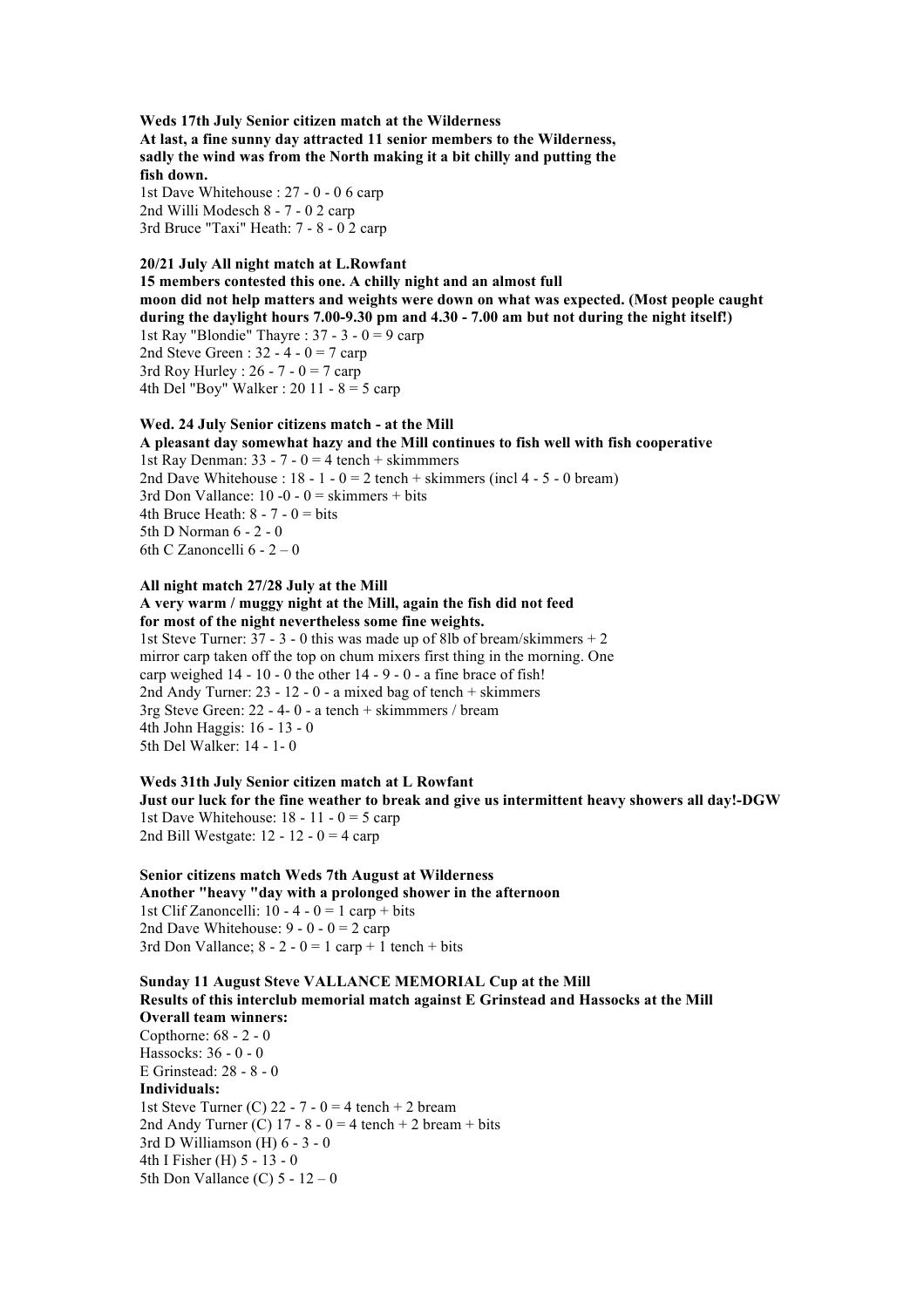**Weds 17th July Senior citizen match at the Wilderness**
**At last, a fine sunny day attracted 11 senior members to the Wilderness, sadly the wind was from the North making it a bit chilly and putting the fish down.**

1st Dave Whitehouse : 27 - 0 - 0 6 carp
2nd Willi Modesch 8 - 7 - 0 2 carp
3rd Bruce "Taxi" Heath: 7 - 8 - 0 2 carp

**20/21 July All night match at L.Rowfant**
**15 members contested this one. A chilly night and an almost full moon did not help matters and weights were down on what was expected. (Most people caught during the daylight hours 7.00-9.30 pm and 4.30 - 7.00 am but not during the night itself!)**

1st Ray "Blondie" Thayre : 37 - 3 - 0 = 9 carp
2nd Steve Green : 32 - 4 - 0 = 7 carp
3rd Roy Hurley : 26 - 7 - 0 = 7 carp
4th Del "Boy" Walker : 20 11 - 8 = 5 carp

**Wed. 24 July Senior citizens match - at the Mill**
**A pleasant day somewhat hazy and the Mill continues to fish well with fish cooperative**

1st Ray Denman: 33 - 7 - 0 = 4 tench + skimmmers
2nd Dave Whitehouse : 18 - 1 - 0 = 2 tench + skimmers (incl 4 - 5 - 0 bream)
3rd Don Vallance: 10 -0 - 0 = skimmers + bits
4th Bruce Heath: 8 - 7 - 0 = bits
5th D Norman 6 - 2 - 0
6th C Zanoncelli 6 - 2 – 0

**All night match 27/28 July at the Mill**
**A very warm / muggy night at the Mill, again the fish did not feed for most of the night nevertheless some fine weights.**

1st Steve Turner: 37 - 3 - 0 this was made up of 8lb of bream/skimmers + 2 mirror carp taken off the top on chum mixers first thing in the morning. One carp weighed 14 - 10 - 0 the other 14 - 9 - 0 - a fine brace of fish!
2nd Andy Turner: 23 - 12 - 0 - a mixed bag of tench + skimmers
3rg Steve Green: 22 - 4- 0 - a tench + skimmmers / bream
4th John Haggis: 16 - 13 - 0
5th Del Walker: 14 - 1- 0

**Weds 31th July Senior citizen match at L Rowfant**
**Just our luck for the fine weather to break and give us intermittent heavy showers all day!-DGW**

1st Dave Whitehouse: 18 - 11 - 0 = 5 carp
2nd Bill Westgate: 12 - 12 - 0 = 4 carp

**Senior citizens match Weds 7th August at Wilderness**
**Another "heavy "day with a prolonged shower in the afternoon**

1st Clif Zanoncelli: 10 - 4 - 0 = 1 carp + bits
2nd Dave Whitehouse: 9 - 0 - 0 = 2 carp
3rd Don Vallance; 8 - 2 - 0 = 1 carp + 1 tench + bits

**Sunday 11 August Steve VALLANCE MEMORIAL Cup at the Mill**
**Results of this interclub memorial match against E Grinstead and Hassocks at the Mill**
**Overall team winners:**

Copthorne: 68 - 2 - 0
Hassocks: 36 - 0 - 0
E Grinstead: 28 - 8 - 0

**Individuals:**

1st Steve Turner (C) 22 - 7 - 0 = 4 tench + 2 bream
2nd Andy Turner (C) 17 - 8 - 0 = 4 tench + 2 bream + bits
3rd D Williamson (H) 6 - 3 - 0
4th I Fisher (H) 5 - 13 - 0
5th Don Vallance (C) 5 - 12 – 0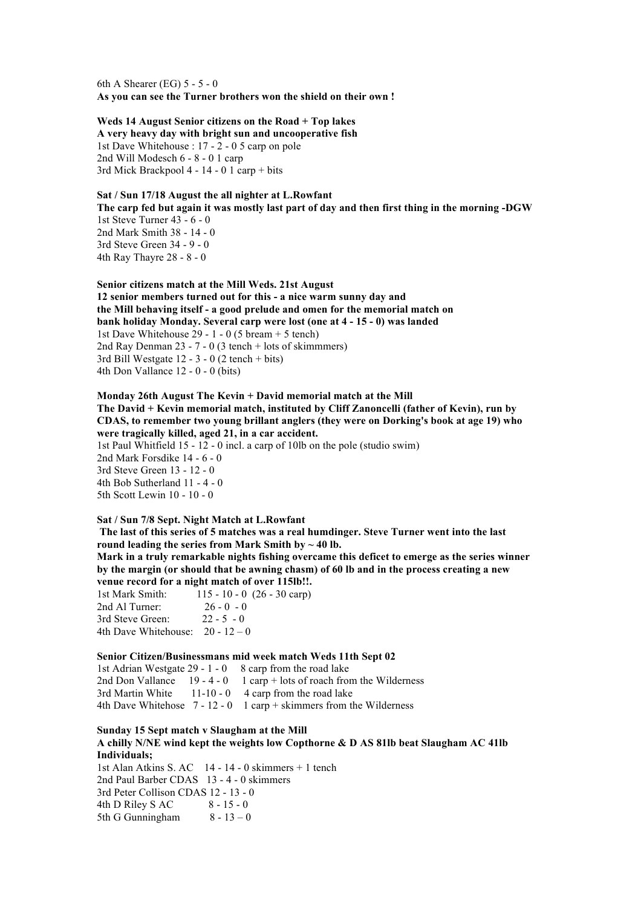6th A Shearer (EG) 5 - 5 - 0

**As you can see the Turner brothers won the shield on their own !**

**Weds 14 August Senior citizens on the Road + Top lakes**
**A very heavy day with bright sun and uncooperative fish**

1st Dave Whitehouse : 17 - 2 - 0 5 carp on pole
2nd Will Modesch 6 - 8 - 0 1 carp
3rd Mick Brackpool 4 - 14 - 0 1 carp + bits

**Sat / Sun 17/18 August the all nighter at L.Rowfant**
**The carp fed but again it was mostly last part of day and then first thing in the morning -DGW**

1st Steve Turner 43 - 6 - 0
2nd Mark Smith 38 - 14 - 0
3rd Steve Green 34 - 9 - 0
4th Ray Thayre 28 - 8 - 0

**Senior citizens match at the Mill Weds. 21st August**
**12 senior members turned out for this - a nice warm sunny day and the Mill behaving itself - a good prelude and omen for the memorial match on bank holiday Monday. Several carp were lost (one at 4 - 15 - 0) was landed**

1st Dave Whitehouse 29 - 1 - 0 (5 bream + 5 tench)
2nd Ray Denman 23 - 7 - 0 (3 tench + lots of skimmmers)
3rd Bill Westgate 12 - 3 - 0 (2 tench + bits)
4th Don Vallance 12 - 0 - 0 (bits)

**Monday 26th August The Kevin + David memorial match at the Mill**
**The David + Kevin memorial match, instituted by Cliff Zanoncelli (father of Kevin), run by CDAS, to remember two young brillant anglers (they were on Dorking's book at age 19) who were tragically killed, aged 21, in a car accident.**

1st Paul Whitfield 15 - 12 - 0 incl. a carp of 10lb on the pole (studio swim)
2nd Mark Forsdike 14 - 6 - 0
3rd Steve Green 13 - 12 - 0
4th Bob Sutherland 11 - 4 - 0
5th Scott Lewin 10 - 10 - 0

**Sat / Sun 7/8 Sept. Night Match at L.Rowfant**
**The last of this series of 5 matches was a real humdinger. Steve Turner went into the last round leading the series from Mark Smith by ~ 40 lb.**
**Mark in a truly remarkable nights fishing overcame this deficet to emerge as the series winner by the margin (or should that be awning chasm) of 60 lb and in the process creating a new venue record for a night match of over 115lb!!.**

1st Mark Smith: 115 - 10 - 0 (26 - 30 carp)
2nd Al Turner: 26 - 0 - 0
3rd Steve Green: 22 - 5 - 0
4th Dave Whitehouse: 20 - 12 – 0

**Senior Citizen/Businessmans mid week match Weds 11th Sept 02**

1st Adrian Westgate 29 - 1 - 0 8 carp from the road lake
2nd Don Vallance 19 - 4 - 0 1 carp + lots of roach from the Wilderness
3rd Martin White 11-10 - 0 4 carp from the road lake
4th Dave Whitehose 7 - 12 - 0 1 carp + skimmers from the Wilderness

**Sunday 15 Sept match v Slaugham at the Mill**
**A chilly N/NE wind kept the weights low Copthorne & D AS 81lb beat Slaugham AC 41lb**
**Individuals;**

1st Alan Atkins S. AC 14 - 14 - 0 skimmers + 1 tench
2nd Paul Barber CDAS 13 - 4 - 0 skimmers
3rd Peter Collison CDAS 12 - 13 - 0
4th D Riley S AC 8 - 15 - 0
5th G Gunningham 8 - 13 – 0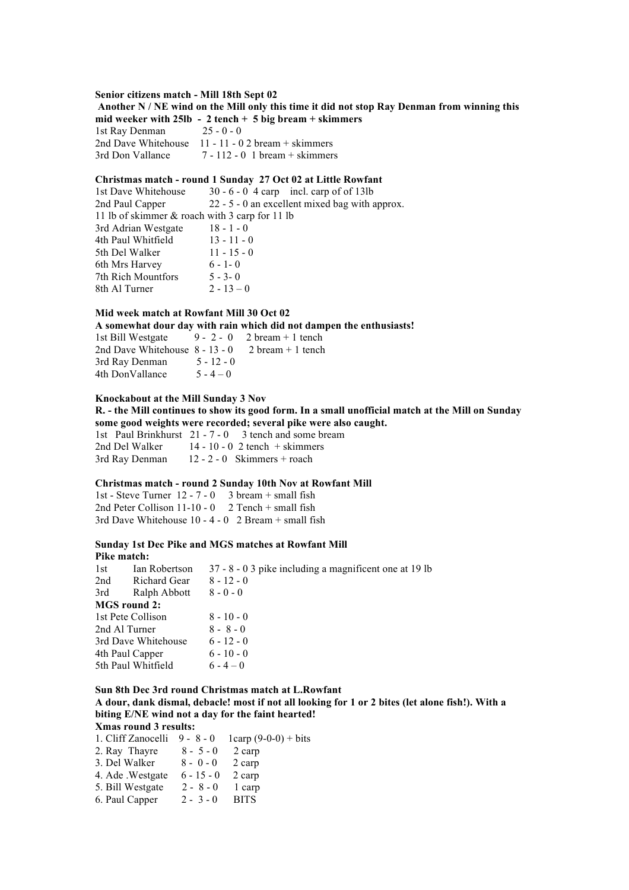**Senior citizens match - Mill 18th Sept 02**

**Another N / NE wind on the Mill only this time it did not stop Ray Denman from winning this mid weeker with 25lb - 2 tench + 5 big bream + skimmers**

1st Ray Denman 25 - 0 - 0
2nd Dave Whitehouse 11 - 11 - 0 2 bream + skimmers
3rd Don Vallance 7 - 112 - 0 1 bream + skimmers

**Christmas match - round 1 Sunday 27 Oct 02 at Little Rowfant**

1st Dave Whitehouse 30 - 6 - 0 4 carp incl. carp of of 13lb
2nd Paul Capper 22 - 5 - 0 an excellent mixed bag with approx. 11 lb of skimmer & roach with 3 carp for 11 lb
3rd Adrian Westgate 18 - 1 - 0
4th Paul Whitfield 13 - 11 - 0
5th Del Walker 11 - 15 - 0
6th Mrs Harvey 6 - 1- 0
7th Rich Mountfors 5 - 3- 0
8th Al Turner 2 - 13 – 0

**Mid week match at Rowfant Mill 30 Oct 02**

**A somewhat dour day with rain which did not dampen the enthusiasts!**

1st Bill Westgate 9 - 2 - 0 2 bream + 1 tench
2nd Dave Whitehouse 8 - 13 - 0 2 bream + 1 tench
3rd Ray Denman 5 - 12 - 0
4th DonVallance 5 - 4 – 0

**Knockabout at the Mill Sunday 3 Nov**

**R. - the Mill continues to show its good form. In a small unofficial match at the Mill on Sunday some good weights were recorded; several pike were also caught.**

1st Paul Brinkhurst 21 - 7 - 0 3 tench and some bream
2nd Del Walker 14 - 10 - 0 2 tench + skimmers
3rd Ray Denman 12 - 2 - 0 Skimmers + roach

**Christmas match - round 2 Sunday 10th Nov at Rowfant Mill**

1st - Steve Turner 12 - 7 - 0 3 bream + small fish
2nd Peter Collison 11-10 - 0 2 Tench + small fish
3rd Dave Whitehouse 10 - 4 - 0 2 Bream + small fish

**Sunday 1st Dec Pike and MGS matches at Rowfant Mill**

**Pike match:**

1st Ian Robertson 37 - 8 - 0 3 pike including a magnificent one at 19 lb
2nd Richard Gear 8 - 12 - 0
3rd Ralph Abbott 8 - 0 - 0

**MGS round 2:**

1st Pete Collison 8 - 10 - 0
2nd Al Turner 8 - 8 - 0
3rd Dave Whitehouse 6 - 12 - 0
4th Paul Capper 6 - 10 - 0
5th Paul Whitfield 6 - 4 – 0

**Sun 8th Dec 3rd round Christmas match at L.Rowfant**

**A dour, dank dismal, debacle! most if not all looking for 1 or 2 bites (let alone fish!). With a biting E/NE wind not a day for the faint hearted!**

**Xmas round 3 results:**

1. Cliff Zanocelli 9 - 8 - 0 1carp (9-0-0) + bits
2. Ray Thayre 8 - 5 - 0 2 carp
3. Del Walker 8 - 0 - 0 2 carp
4. Ade .Westgate 6 - 15 - 0 2 carp
5. Bill Westgate 2 - 8 - 0 1 carp
6. Paul Capper 2 - 3 - 0 BITS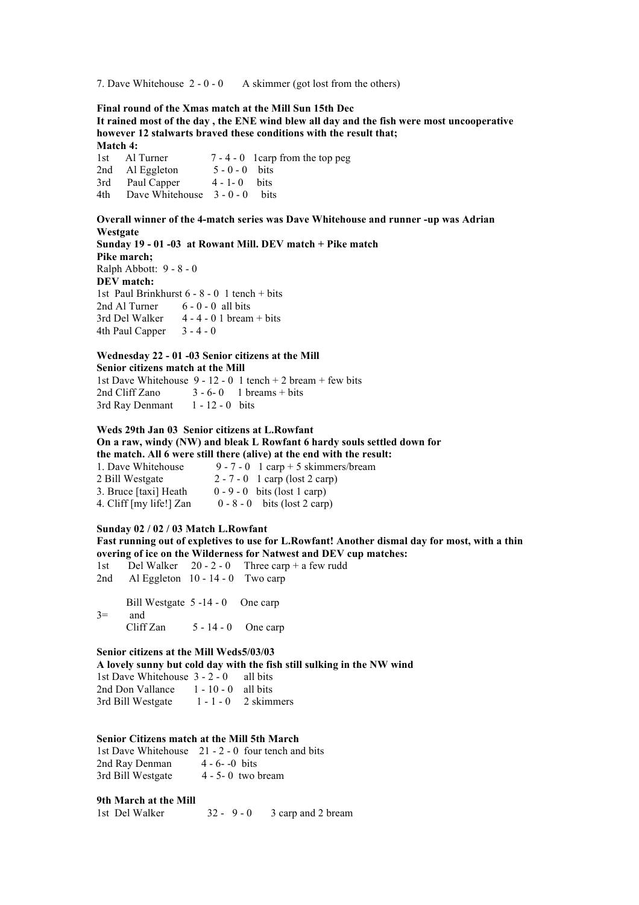7. Dave Whitehouse  2 - 0 - 0    A skimmer (got lost from the others)

**Final round of the Xmas match at the Mill Sun 15th Dec**
**It rained most of the day , the ENE wind blew all day and the fish were most uncooperative however 12 stalwarts braved these conditions with the result that;**
**Match 4:**

1st   Al Turner   7 - 4 - 0   1carp from the top peg
2nd   Al Eggleton   5 - 0 - 0   bits
3rd   Paul Capper   4 - 1- 0   bits
4th   Dave Whitehouse   3 - 0 - 0   bits

**Overall winner of the 4-match series was Dave Whitehouse and runner -up was Adrian Westgate**
**Sunday 19 - 01 -03  at Rowant Mill. DEV match + Pike match**
**Pike march;**
Ralph Abbott:  9 - 8 - 0
**DEV match:**
1st  Paul Brinkhurst 6 - 8 - 0  1 tench + bits
2nd Al Turner   6 - 0 - 0  all bits
3rd Del Walker   4 - 4 - 0 1 bream + bits
4th Paul Capper   3 - 4 - 0

**Wednesday 22 - 01 -03 Senior citizens at the Mill**
**Senior citizens match at the Mill**
1st Dave Whitehouse  9 - 12 - 0  1 tench + 2 bream + few bits
2nd Cliff Zano   3 - 6- 0   1 breams + bits
3rd Ray Denmant   1 - 12 - 0   bits

**Weds 29th Jan 03  Senior citizens at L.Rowfant**
**On a raw, windy (NW) and bleak L Rowfant 6 hardy souls settled down for the match. All 6 were still there (alive) at the end with the result:**
1. Dave Whitehouse   9 - 7 - 0   1 carp + 5 skimmers/bream
2 Bill Westgate   2 - 7 - 0   1 carp (lost 2 carp)
3. Bruce [taxi] Heath   0 - 9 - 0   bits (lost 1 carp)
4. Cliff [my life!] Zan   0 - 8 - 0   bits (lost 2 carp)

**Sunday 02 / 02 / 03 Match L.Rowfant**
**Fast running out of expletives to use for L.Rowfant! Another dismal day for most, with a thin overing of ice on the Wilderness for Natwest and DEV cup matches:**
1st   Del Walker   20 - 2 - 0   Three carp + a few rudd
2nd   Al Eggleton   10 - 14 - 0   Two carp

3=   Bill Westgate  5 -14 - 0   One carp
   and
   Cliff Zan   5 - 14 - 0   One carp

**Senior citizens at the Mill Weds5/03/03**
**A lovely sunny but cold day with the fish still sulking in the NW wind**
1st Dave Whitehouse  3 - 2 - 0   all bits
2nd Don Vallance   1 - 10 - 0   all bits
3rd Bill Westgate   1 - 1 - 0   2 skimmers

**Senior Citizens match at the Mill 5th March**
1st Dave Whitehouse   21 - 2 - 0  four tench and bits
2nd Ray Denman   4 - 6- -0  bits
3rd Bill Westgate   4 - 5- 0  two bream

**9th March at the Mill**
1st  Del Walker   32 -  9 - 0   3 carp and 2 bream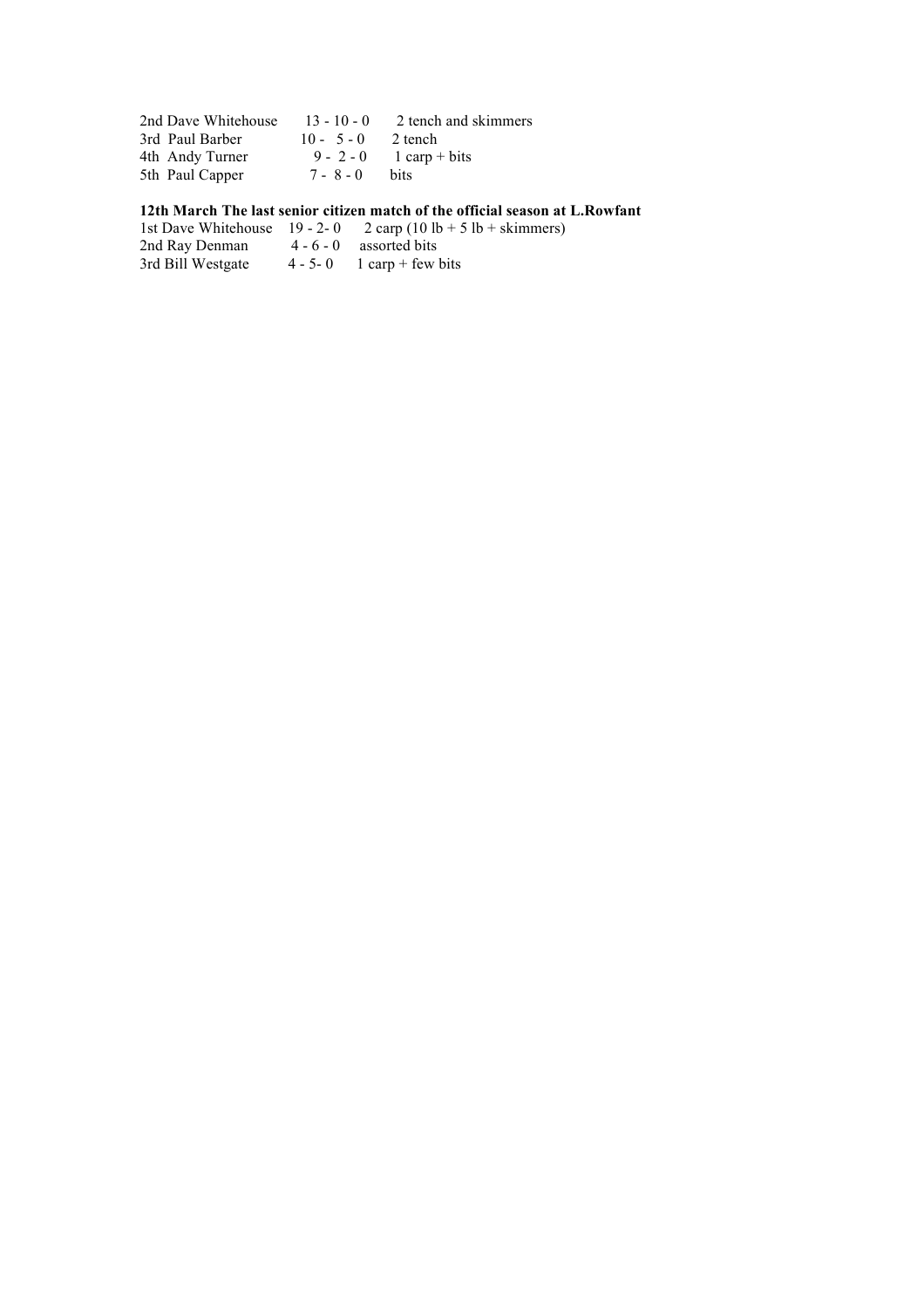| | | |
|---|---|---|
| 2nd Dave Whitehouse | 13 - 10 - 0 | 2 tench and skimmers |
| 3rd Paul Barber | 10 - 5 - 0 | 2 tench |
| 4th Andy Turner | 9 - 2 - 0 | 1 carp + bits |
| 5th Paul Capper | 7 - 8 - 0 | bits |

**12th March The last senior citizen match of the official season at L.Rowfant**

| | | |
|---|---|---|
| 1st Dave Whitehouse | 19 - 2- 0 | 2 carp (10 lb + 5 lb + skimmers) |
| 2nd Ray Denman | 4 - 6 - 0 | assorted bits |
| 3rd Bill Westgate | 4 - 5- 0 | 1 carp + few bits |